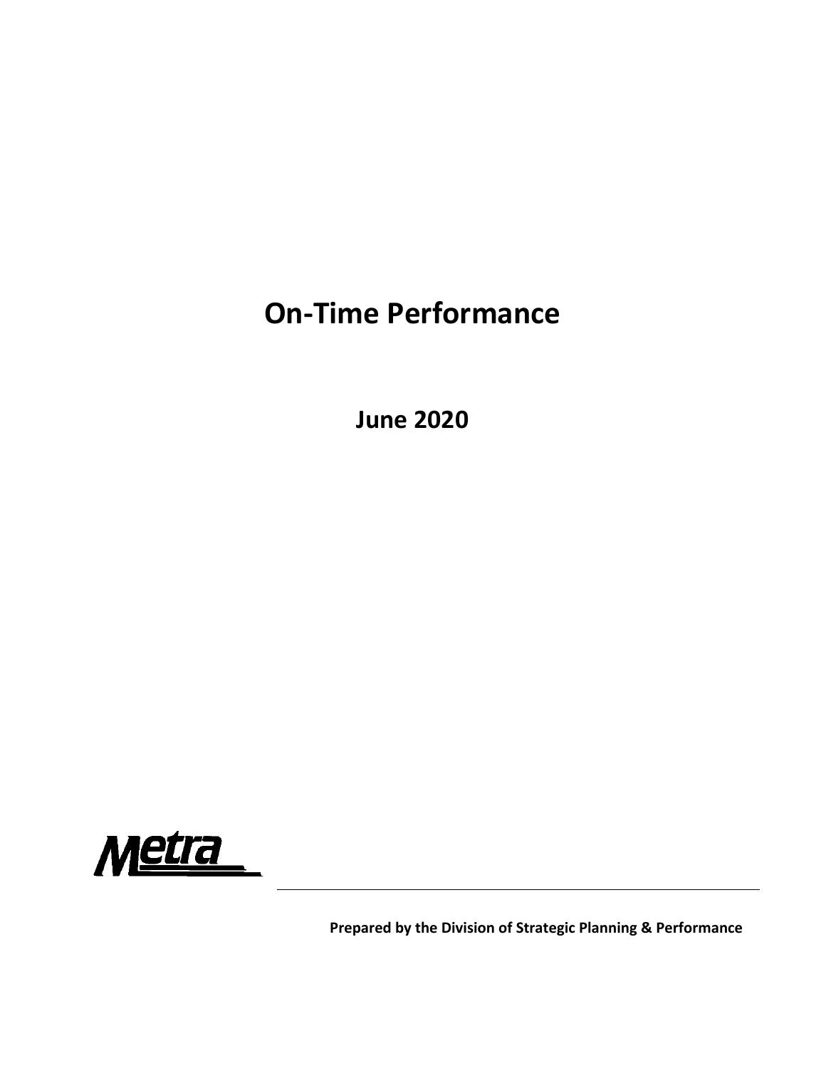# On-Time Performance

## June 2020

Metra

**Prepared by the Division of Strategic Planning & Performance**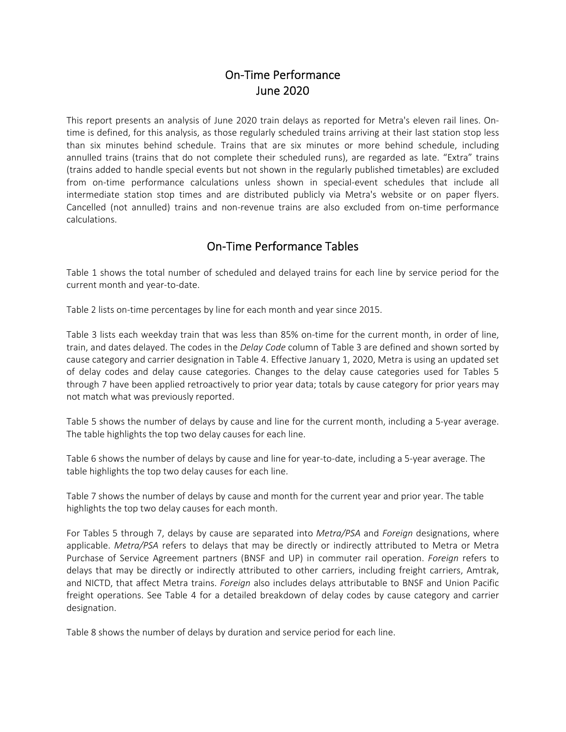# On-Time Performance
# June 2020

This report presents an analysis of June 2020 train delays as reported for Metra's eleven rail lines. On-time is defined, for this analysis, as those regularly scheduled trains arriving at their last station stop less than six minutes behind schedule. Trains that are six minutes or more behind schedule, including annulled trains (trains that do not complete their scheduled runs), are regarded as late. "Extra" trains (trains added to handle special events but not shown in the regularly published timetables) are excluded from on-time performance calculations unless shown in special-event schedules that include all intermediate station stop times and are distributed publicly via Metra's website or on paper flyers. Cancelled (not annulled) trains and non-revenue trains are also excluded from on-time performance calculations.

## On-Time Performance Tables

Table 1 shows the total number of scheduled and delayed trains for each line by service period for the current month and year-to-date.

Table 2 lists on-time percentages by line for each month and year since 2015.

Table 3 lists each weekday train that was less than 85% on-time for the current month, in order of line, train, and dates delayed. The codes in the *Delay Code* column of Table 3 are defined and shown sorted by cause category and carrier designation in Table 4. Effective January 1, 2020, Metra is using an updated set of delay codes and delay cause categories. Changes to the delay cause categories used for Tables 5 through 7 have been applied retroactively to prior year data; totals by cause category for prior years may not match what was previously reported.

Table 5 shows the number of delays by cause and line for the current month, including a 5-year average. The table highlights the top two delay causes for each line.

Table 6 shows the number of delays by cause and line for year-to-date, including a 5-year average. The table highlights the top two delay causes for each line.

Table 7 shows the number of delays by cause and month for the current year and prior year. The table highlights the top two delay causes for each month.

For Tables 5 through 7, delays by cause are separated into *Metra/PSA* and *Foreign* designations, where applicable. *Metra/PSA* refers to delays that may be directly or indirectly attributed to Metra or Metra Purchase of Service Agreement partners (BNSF and UP) in commuter rail operation. *Foreign* refers to delays that may be directly or indirectly attributed to other carriers, including freight carriers, Amtrak, and NICTD, that affect Metra trains. *Foreign* also includes delays attributable to BNSF and Union Pacific freight operations. See Table 4 for a detailed breakdown of delay codes by cause category and carrier designation.

Table 8 shows the number of delays by duration and service period for each line.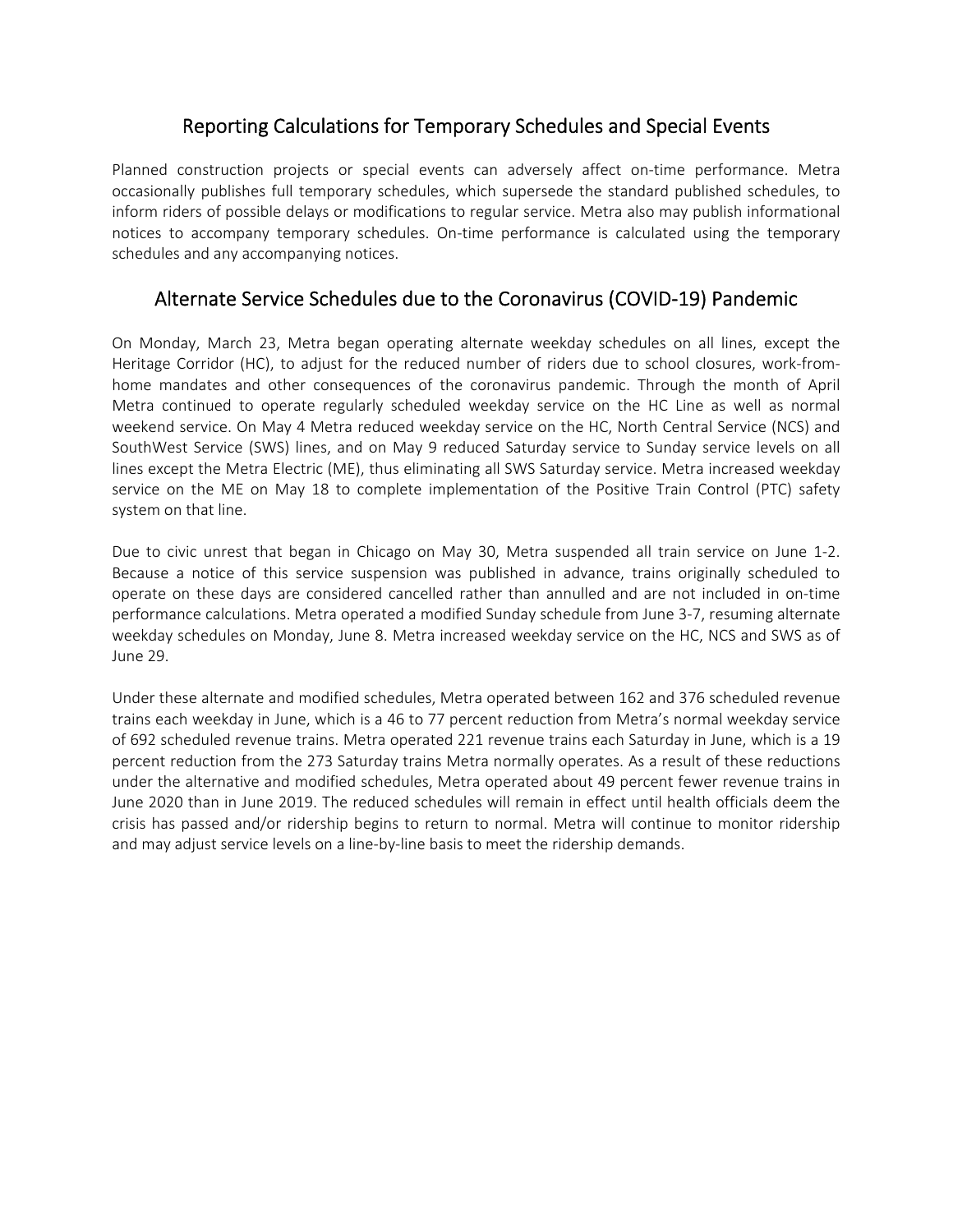## Reporting Calculations for Temporary Schedules and Special Events

Planned construction projects or special events can adversely affect on-time performance. Metra occasionally publishes full temporary schedules, which supersede the standard published schedules, to inform riders of possible delays or modifications to regular service. Metra also may publish informational notices to accompany temporary schedules. On-time performance is calculated using the temporary schedules and any accompanying notices.

## Alternate Service Schedules due to the Coronavirus (COVID-19) Pandemic

On Monday, March 23, Metra began operating alternate weekday schedules on all lines, except the Heritage Corridor (HC), to adjust for the reduced number of riders due to school closures, work-from-home mandates and other consequences of the coronavirus pandemic. Through the month of April Metra continued to operate regularly scheduled weekday service on the HC Line as well as normal weekend service. On May 4 Metra reduced weekday service on the HC, North Central Service (NCS) and SouthWest Service (SWS) lines, and on May 9 reduced Saturday service to Sunday service levels on all lines except the Metra Electric (ME), thus eliminating all SWS Saturday service. Metra increased weekday service on the ME on May 18 to complete implementation of the Positive Train Control (PTC) safety system on that line.

Due to civic unrest that began in Chicago on May 30, Metra suspended all train service on June 1-2. Because a notice of this service suspension was published in advance, trains originally scheduled to operate on these days are considered cancelled rather than annulled and are not included in on-time performance calculations. Metra operated a modified Sunday schedule from June 3-7, resuming alternate weekday schedules on Monday, June 8. Metra increased weekday service on the HC, NCS and SWS as of June 29.

Under these alternate and modified schedules, Metra operated between 162 and 376 scheduled revenue trains each weekday in June, which is a 46 to 77 percent reduction from Metra's normal weekday service of 692 scheduled revenue trains. Metra operated 221 revenue trains each Saturday in June, which is a 19 percent reduction from the 273 Saturday trains Metra normally operates. As a result of these reductions under the alternative and modified schedules, Metra operated about 49 percent fewer revenue trains in June 2020 than in June 2019. The reduced schedules will remain in effect until health officials deem the crisis has passed and/or ridership begins to return to normal. Metra will continue to monitor ridership and may adjust service levels on a line-by-line basis to meet the ridership demands.